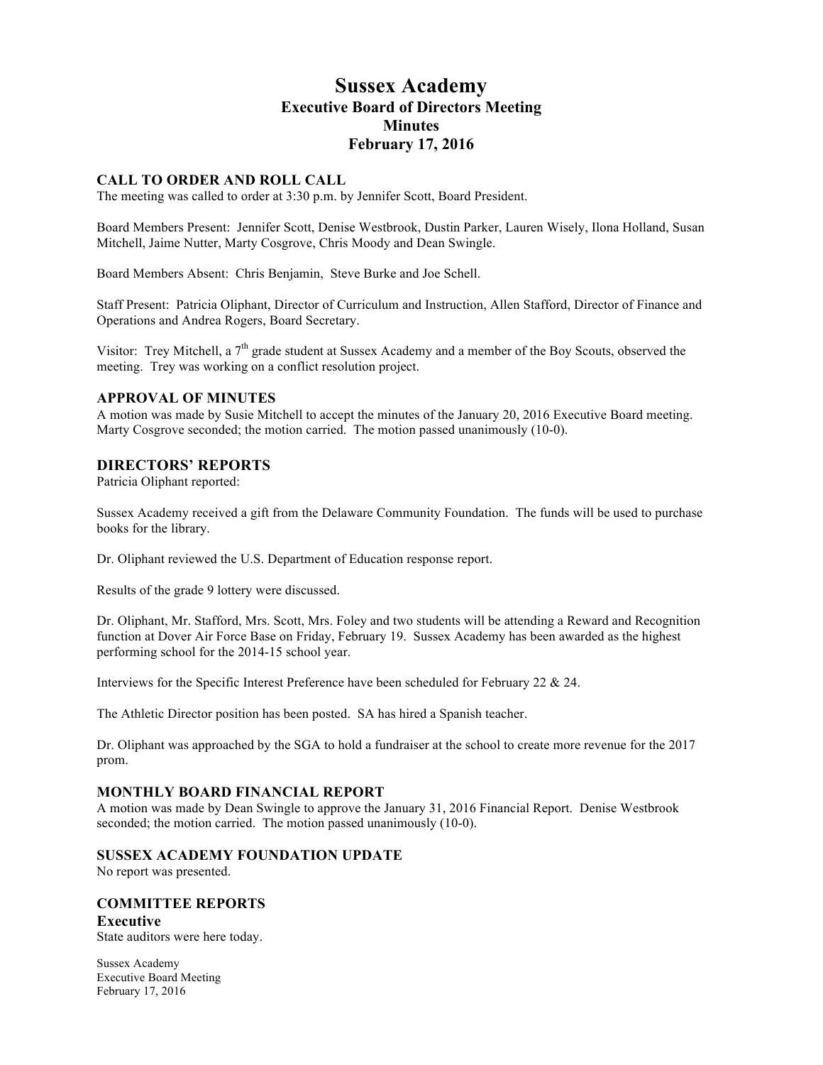# Sussex Academy
## Executive Board of Directors Meeting
## Minutes
## February 17, 2016

### CALL TO ORDER AND ROLL CALL

The meeting was called to order at 3:30 p.m. by Jennifer Scott, Board President.

Board Members Present: Jennifer Scott, Denise Westbrook, Dustin Parker, Lauren Wisely, Ilona Holland, Susan Mitchell, Jaime Nutter, Marty Cosgrove, Chris Moody and Dean Swingle.

Board Members Absent: Chris Benjamin, Steve Burke and Joe Schell.

Staff Present: Patricia Oliphant, Director of Curriculum and Instruction, Allen Stafford, Director of Finance and Operations and Andrea Rogers, Board Secretary.

Visitor: Trey Mitchell, a 7th grade student at Sussex Academy and a member of the Boy Scouts, observed the meeting. Trey was working on a conflict resolution project.

### APPROVAL OF MINUTES

A motion was made by Susie Mitchell to accept the minutes of the January 20, 2016 Executive Board meeting. Marty Cosgrove seconded; the motion carried. The motion passed unanimously (10-0).

### DIRECTORS' REPORTS

Patricia Oliphant reported:

Sussex Academy received a gift from the Delaware Community Foundation. The funds will be used to purchase books for the library.

Dr. Oliphant reviewed the U.S. Department of Education response report.

Results of the grade 9 lottery were discussed.

Dr. Oliphant, Mr. Stafford, Mrs. Scott, Mrs. Foley and two students will be attending a Reward and Recognition function at Dover Air Force Base on Friday, February 19. Sussex Academy has been awarded as the highest performing school for the 2014-15 school year.

Interviews for the Specific Interest Preference have been scheduled for February 22 & 24.

The Athletic Director position has been posted. SA has hired a Spanish teacher.

Dr. Oliphant was approached by the SGA to hold a fundraiser at the school to create more revenue for the 2017 prom.

### MONTHLY BOARD FINANCIAL REPORT

A motion was made by Dean Swingle to approve the January 31, 2016 Financial Report. Denise Westbrook seconded; the motion carried. The motion passed unanimously (10-0).

### SUSSEX ACADEMY FOUNDATION UPDATE

No report was presented.

### COMMITTEE REPORTS

#### Executive

State auditors were here today.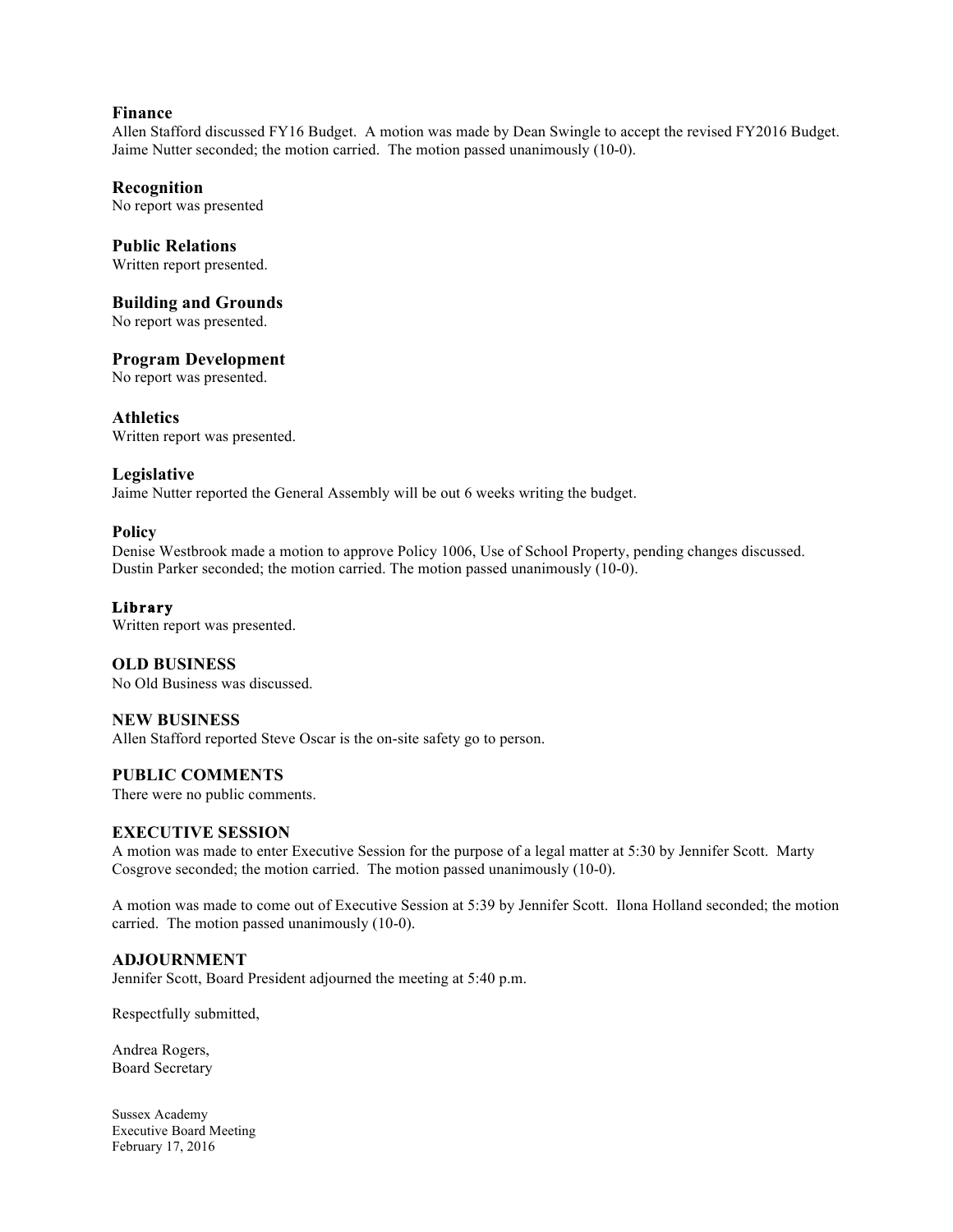### Finance
Allen Stafford discussed FY16 Budget. A motion was made by Dean Swingle to accept the revised FY2016 Budget. Jaime Nutter seconded; the motion carried. The motion passed unanimously (10-0).

### Recognition
No report was presented

### Public Relations
Written report presented.

### Building and Grounds
No report was presented.

### Program Development
No report was presented.

### Athletics
Written report was presented.

### Legislative
Jaime Nutter reported the General Assembly will be out 6 weeks writing the budget.

### Policy
Denise Westbrook made a motion to approve Policy 1006, Use of School Property, pending changes discussed. Dustin Parker seconded; the motion carried. The motion passed unanimously (10-0).

### Library
Written report was presented.

## OLD BUSINESS
No Old Business was discussed.

## NEW BUSINESS
Allen Stafford reported Steve Oscar is the on-site safety go to person.

## PUBLIC COMMENTS
There were no public comments.

## EXECUTIVE SESSION
A motion was made to enter Executive Session for the purpose of a legal matter at 5:30 by Jennifer Scott. Marty Cosgrove seconded; the motion carried. The motion passed unanimously (10-0).

A motion was made to come out of Executive Session at 5:39 by Jennifer Scott. Ilona Holland seconded; the motion carried. The motion passed unanimously (10-0).

## ADJOURNMENT
Jennifer Scott, Board President adjourned the meeting at 5:40 p.m.

Respectfully submitted,

Andrea Rogers,
Board Secretary

Sussex Academy
Executive Board Meeting
February 17, 2016